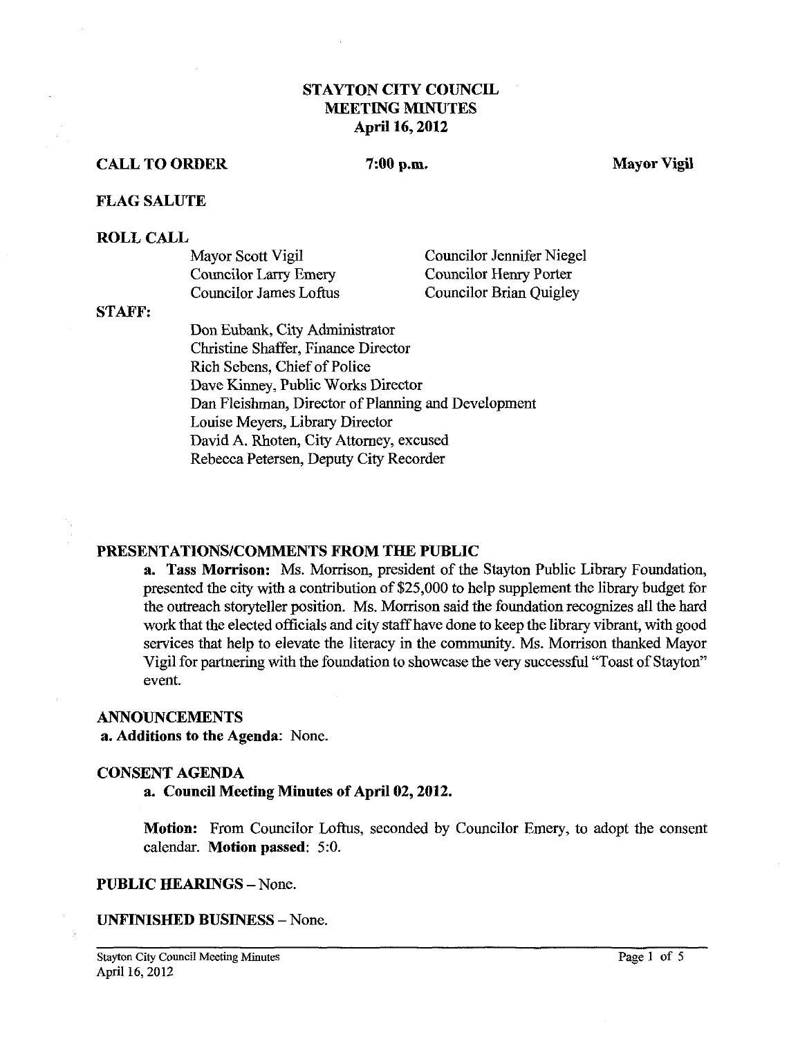# STAYTON CITY COUNCIL
# MEETING MINUTES
## April 16, 2012

**CALL TO ORDER** **7:00 p.m.** **Mayor Vigil**

**FLAG SALUTE**

**ROLL CALL**

Mayor Scott Vigil
Councilor Larry Emery
Councilor James Loftus
Councilor Jennifer Niegel
Councilor Henry Porter
Councilor Brian Quigley

**STAFF:**

Don Eubank, City Administrator
Christine Shaffer, Finance Director
Rich Sebens, Chief of Police
Dave Kinney, Public Works Director
Dan Fleishman, Director of Planning and Development
Louise Meyers, Library Director
David A. Rhoten, City Attorney, excused
Rebecca Petersen, Deputy City Recorder

**PRESENTATIONS/COMMENTS FROM THE PUBLIC**

**a. Tass Morrison:** Ms. Morrison, president of the Stayton Public Library Foundation, presented the city with a contribution of $25,000 to help supplement the library budget for the outreach storyteller position. Ms. Morrison said the foundation recognizes all the hard work that the elected officials and city staff have done to keep the library vibrant, with good services that help to elevate the literacy in the community. Ms. Morrison thanked Mayor Vigil for partnering with the foundation to showcase the very successful "Toast of Stayton" event.

**ANNOUNCEMENTS**

**a. Additions to the Agenda:** None.

**CONSENT AGENDA**

**a. Council Meeting Minutes of April 02, 2012.**

**Motion:** From Councilor Loftus, seconded by Councilor Emery, to adopt the consent calendar. **Motion passed**: 5:0.

**PUBLIC HEARINGS** – None.

**UNFINISHED BUSINESS** – None.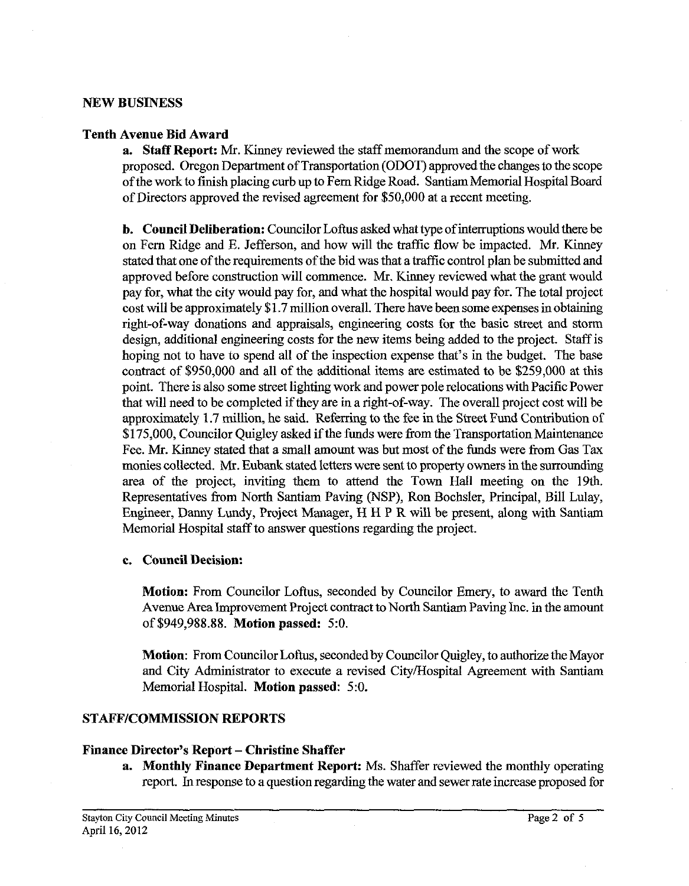## NEW BUSINESS

### Tenth Avenue Bid Award

**a. Staff Report:** Mr. Kinney reviewed the staff memorandum and the scope of work proposed. Oregon Department of Transportation (ODOT) approved the changes to the scope of the work to finish placing curb up to Fern Ridge Road. Santiam Memorial Hospital Board of Directors approved the revised agreement for $50,000 at a recent meeting.

**b. Council Deliberation:** Councilor Loftus asked what type of interruptions would there be on Fern Ridge and E. Jefferson, and how will the traffic flow be impacted. Mr. Kinney stated that one of the requirements of the bid was that a traffic control plan be submitted and approved before construction will commence. Mr. Kinney reviewed what the grant would pay for, what the city would pay for, and what the hospital would pay for. The total project cost will be approximately $1.7 million overall. There have been some expenses in obtaining right-of-way donations and appraisals, engineering costs for the basic street and storm design, additional engineering costs for the new items being added to the project. Staff is hoping not to have to spend all of the inspection expense that's in the budget. The base contract of $950,000 and all of the additional items are estimated to be $259,000 at this point. There is also some street lighting work and power pole relocations with Pacific Power that will need to be completed if they are in a right-of-way. The overall project cost will be approximately 1.7 million, he said. Referring to the fee in the Street Fund Contribution of $175,000, Councilor Quigley asked if the funds were from the Transportation Maintenance Fee. Mr. Kinney stated that a small amount was but most of the funds were from Gas Tax monies collected. Mr. Eubank stated letters were sent to property owners in the surrounding area of the project, inviting them to attend the Town Hall meeting on the 19th. Representatives from North Santiam Paving (NSP), Ron Bochsler, Principal, Bill Lulay, Engineer, Danny Lundy, Project Manager, H H P R will be present, along with Santiam Memorial Hospital staff to answer questions regarding the project.

**c. Council Decision:**

**Motion:** From Councilor Loftus, seconded by Councilor Emery, to award the Tenth Avenue Area Improvement Project contract to North Santiam Paving Inc. in the amount of $949,988.88. **Motion passed:** 5:0.

**Motion**: From Councilor Loftus, seconded by Councilor Quigley, to authorize the Mayor and City Administrator to execute a revised City/Hospital Agreement with Santiam Memorial Hospital. **Motion passed**: 5:0.

## STAFF/COMMISSION REPORTS

### Finance Director's Report – Christine Shaffer

**a. Monthly Finance Department Report:** Ms. Shaffer reviewed the monthly operating report. In response to a question regarding the water and sewer rate increase proposed for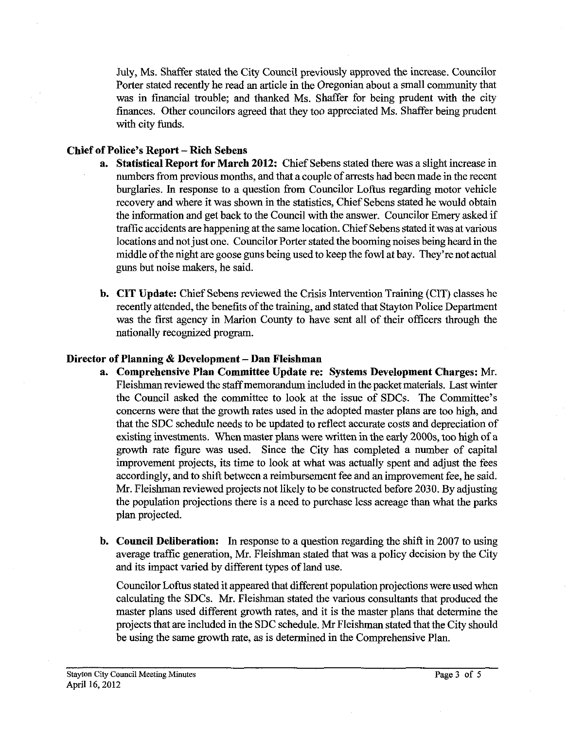July, Ms. Shaffer stated the City Council previously approved the increase. Councilor Porter stated recently he read an article in the Oregonian about a small community that was in financial trouble; and thanked Ms. Shaffer for being prudent with the city finances. Other councilors agreed that they too appreciated Ms. Shaffer being prudent with city funds.

### Chief of Police's Report – Rich Sebens

**a. Statistical Report for March 2012:** Chief Sebens stated there was a slight increase in numbers from previous months, and that a couple of arrests had been made in the recent burglaries. In response to a question from Councilor Loftus regarding motor vehicle recovery and where it was shown in the statistics, Chief Sebens stated he would obtain the information and get back to the Council with the answer. Councilor Emery asked if traffic accidents are happening at the same location. Chief Sebens stated it was at various locations and not just one. Councilor Porter stated the booming noises being heard in the middle of the night are goose guns being used to keep the fowl at bay. They're not actual guns but noise makers, he said.

**b. CIT Update:** Chief Sebens reviewed the Crisis Intervention Training (CIT) classes he recently attended, the benefits of the training, and stated that Stayton Police Department was the first agency in Marion County to have sent all of their officers through the nationally recognized program.

### Director of Planning & Development – Dan Fleishman

**a. Comprehensive Plan Committee Update re: Systems Development Charges:** Mr. Fleishman reviewed the staff memorandum included in the packet materials. Last winter the Council asked the committee to look at the issue of SDCs. The Committee's concerns were that the growth rates used in the adopted master plans are too high, and that the SDC schedule needs to be updated to reflect accurate costs and depreciation of existing investments. When master plans were written in the early 2000s, too high of a growth rate figure was used. Since the City has completed a number of capital improvement projects, its time to look at what was actually spent and adjust the fees accordingly, and to shift between a reimbursement fee and an improvement fee, he said. Mr. Fleishman reviewed projects not likely to be constructed before 2030. By adjusting the population projections there is a need to purchase less acreage than what the parks plan projected.

**b. Council Deliberation:** In response to a question regarding the shift in 2007 to using average traffic generation, Mr. Fleishman stated that was a policy decision by the City and its impact varied by different types of land use.

Councilor Loftus stated it appeared that different population projections were used when calculating the SDCs. Mr. Fleishman stated the various consultants that produced the master plans used different growth rates, and it is the master plans that determine the projects that are included in the SDC schedule. Mr Fleishman stated that the City should be using the same growth rate, as is determined in the Comprehensive Plan.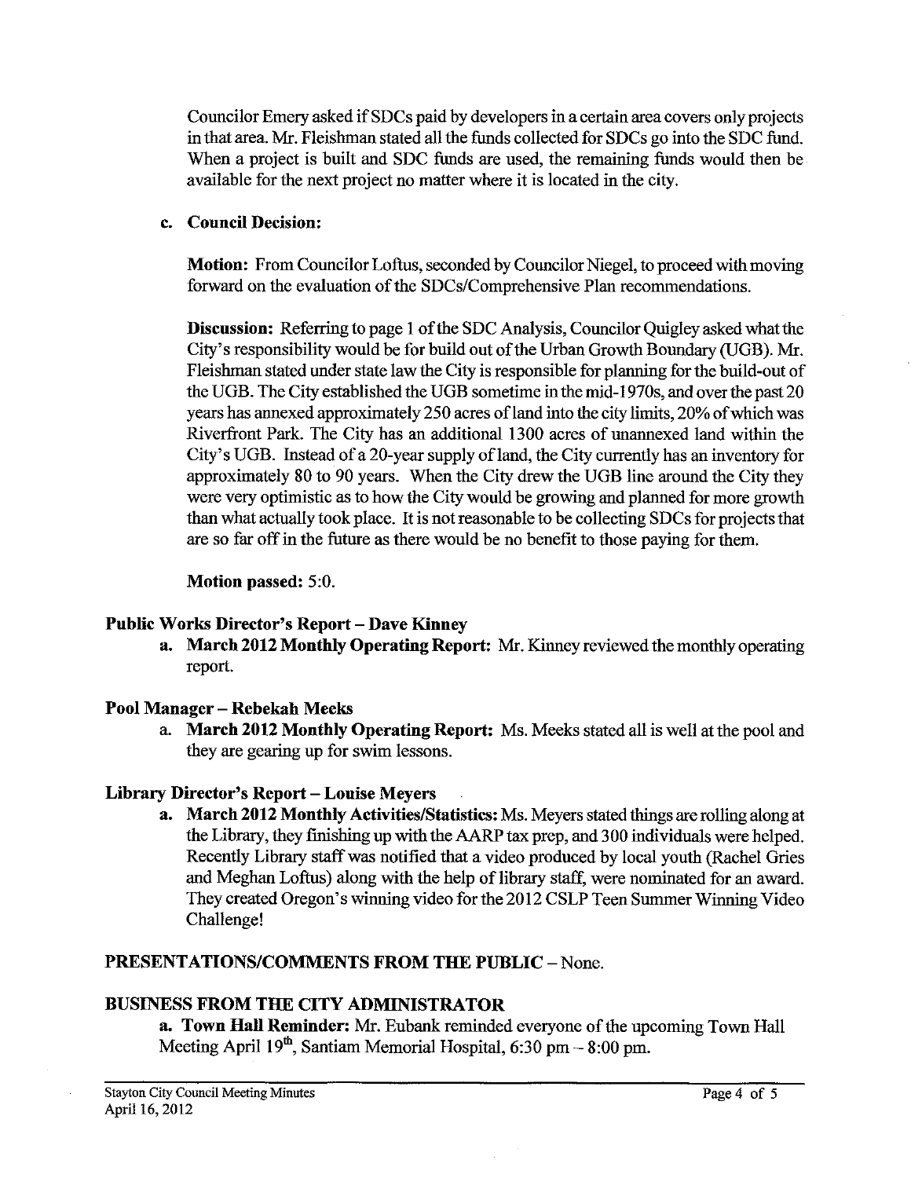Councilor Emery asked if SDCs paid by developers in a certain area covers only projects in that area. Mr. Fleishman stated all the funds collected for SDCs go into the SDC fund. When a project is built and SDC funds are used, the remaining funds would then be available for the next project no matter where it is located in the city.

**c. Council Decision:**

**Motion:** From Councilor Loftus, seconded by Councilor Niegel, to proceed with moving forward on the evaluation of the SDCs/Comprehensive Plan recommendations.

**Discussion:** Referring to page 1 of the SDC Analysis, Councilor Quigley asked what the City's responsibility would be for build out of the Urban Growth Boundary (UGB). Mr. Fleishman stated under state law the City is responsible for planning for the build-out of the UGB. The City established the UGB sometime in the mid-1970s, and over the past 20 years has annexed approximately 250 acres of land into the city limits, 20% of which was Riverfront Park. The City has an additional 1300 acres of unannexed land within the City's UGB. Instead of a 20-year supply of land, the City currently has an inventory for approximately 80 to 90 years. When the City drew the UGB line around the City they were very optimistic as to how the City would be growing and planned for more growth than what actually took place. It is not reasonable to be collecting SDCs for projects that are so far off in the future as there would be no benefit to those paying for them.

**Motion passed:** 5:0.

**Public Works Director's Report – Dave Kinney**

**a. March 2012 Monthly Operating Report:** Mr. Kinney reviewed the monthly operating report.

**Pool Manager – Rebekah Meeks**

a. **March 2012 Monthly Operating Report:** Ms. Meeks stated all is well at the pool and they are gearing up for swim lessons.

**Library Director's Report – Louise Meyers**

**a. March 2012 Monthly Activities/Statistics:** Ms. Meyers stated things are rolling along at the Library, they finishing up with the AARP tax prep, and 300 individuals were helped. Recently Library staff was notified that a video produced by local youth (Rachel Gries and Meghan Loftus) along with the help of library staff, were nominated for an award. They created Oregon's winning video for the 2012 CSLP Teen Summer Winning Video Challenge!

## PRESENTATIONS/COMMENTS FROM THE PUBLIC – None.

## BUSINESS FROM THE CITY ADMINISTRATOR

**a. Town Hall Reminder:** Mr. Eubank reminded everyone of the upcoming Town Hall Meeting April 19th, Santiam Memorial Hospital, 6:30 pm – 8:00 pm.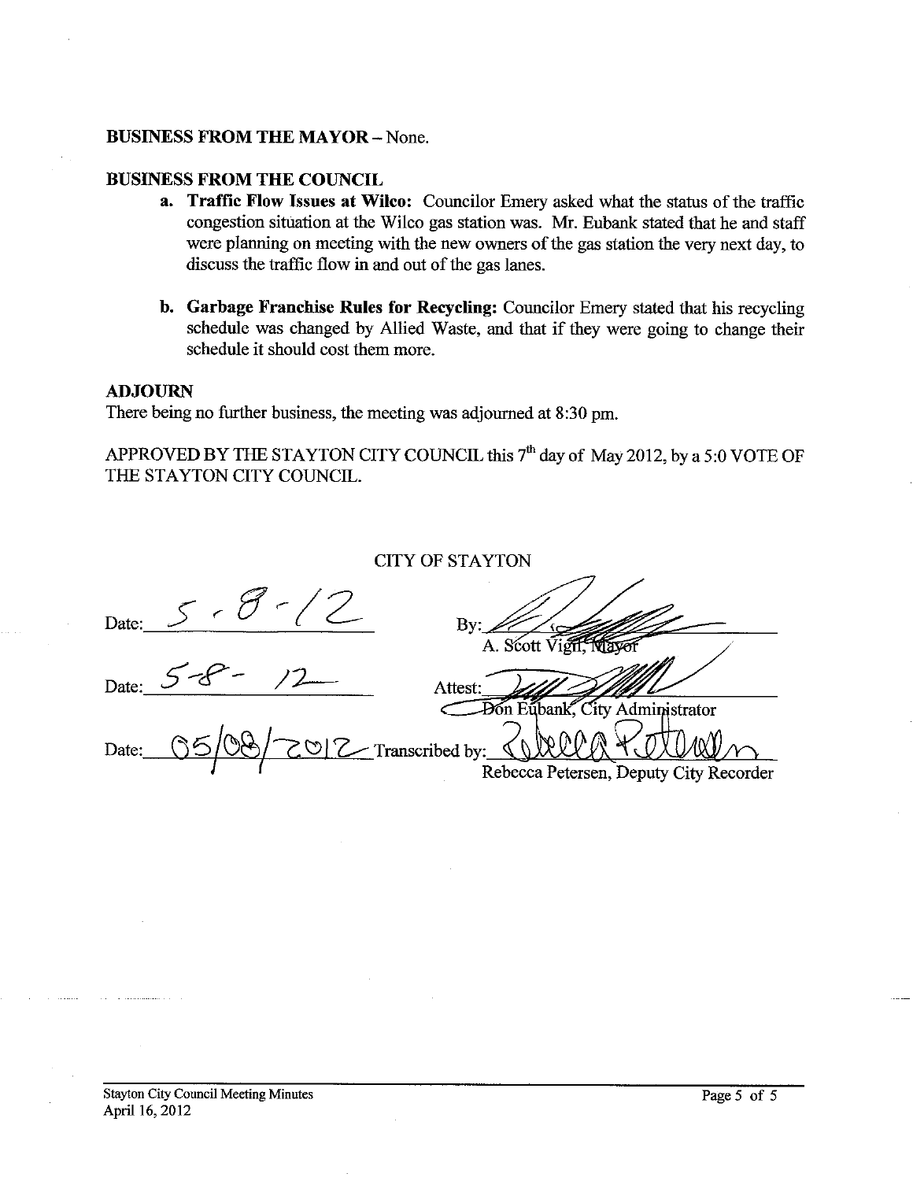**BUSINESS FROM THE MAYOR** – None.

**BUSINESS FROM THE COUNCIL**

a. **Traffic Flow Issues at Wilco:** Councilor Emery asked what the status of the traffic congestion situation at the Wilco gas station was. Mr. Eubank stated that he and staff were planning on meeting with the new owners of the gas station the very next day, to discuss the traffic flow in and out of the gas lanes.

b. **Garbage Franchise Rules for Recycling:** Councilor Emery stated that his recycling schedule was changed by Allied Waste, and that if they were going to change their schedule it should cost them more.

**ADJOURN**

There being no further business, the meeting was adjourned at 8:30 pm.

APPROVED BY THE STAYTON CITY COUNCIL this 7th day of May 2012, by a 5:0 VOTE OF THE STAYTON CITY COUNCIL.

CITY OF STAYTON

Date: 5-8-12 By: ______________________
A. Scott Vigil, Mayor

Date: 5-8-12 Attest: ______________________
Don Eubank, City Administrator

Date: 05/08/2012 Transcribed by: ______________________
Rebecca Petersen, Deputy City Recorder